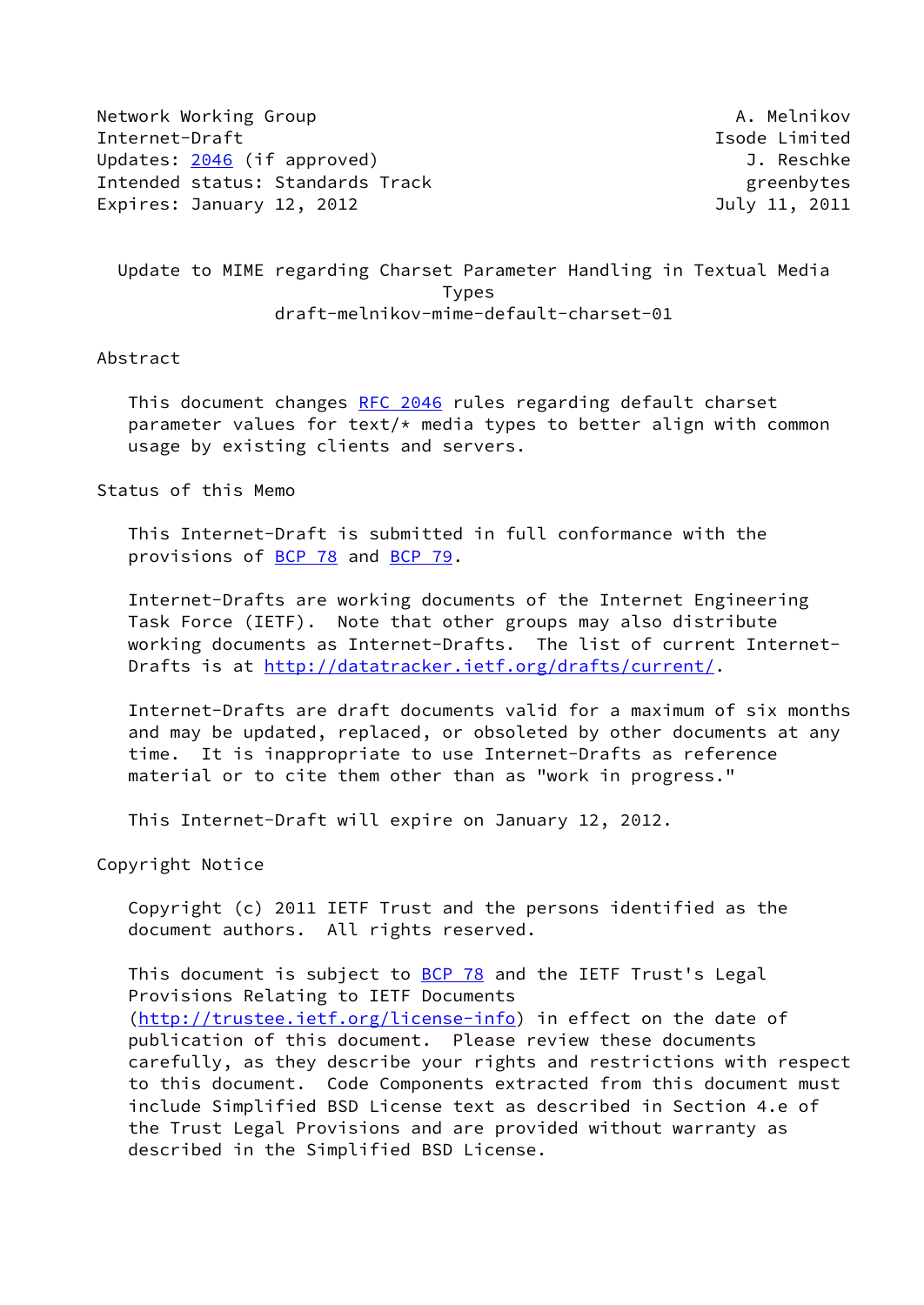Network Working Group A. Melnikov
Internet-Draft Isode Limited
Updates: 2046 (if approved) J. Reschke
Intended status: Standards Track greenbytes
Expires: January 12, 2012 July 11, 2011

# Update to MIME regarding Charset Parameter Handling in Textual Media Types
draft-melnikov-mime-default-charset-01

## Abstract

This document changes RFC 2046 rules regarding default charset parameter values for text/* media types to better align with common usage by existing clients and servers.

## Status of this Memo

This Internet-Draft is submitted in full conformance with the provisions of BCP 78 and BCP 79.

Internet-Drafts are working documents of the Internet Engineering Task Force (IETF). Note that other groups may also distribute working documents as Internet-Drafts. The list of current Internet-Drafts is at http://datatracker.ietf.org/drafts/current/.

Internet-Drafts are draft documents valid for a maximum of six months and may be updated, replaced, or obsoleted by other documents at any time. It is inappropriate to use Internet-Drafts as reference material or to cite them other than as "work in progress."

This Internet-Draft will expire on January 12, 2012.

## Copyright Notice

Copyright (c) 2011 IETF Trust and the persons identified as the document authors. All rights reserved.

This document is subject to BCP 78 and the IETF Trust's Legal Provisions Relating to IETF Documents (http://trustee.ietf.org/license-info) in effect on the date of publication of this document. Please review these documents carefully, as they describe your rights and restrictions with respect to this document. Code Components extracted from this document must include Simplified BSD License text as described in Section 4.e of the Trust Legal Provisions and are provided without warranty as described in the Simplified BSD License.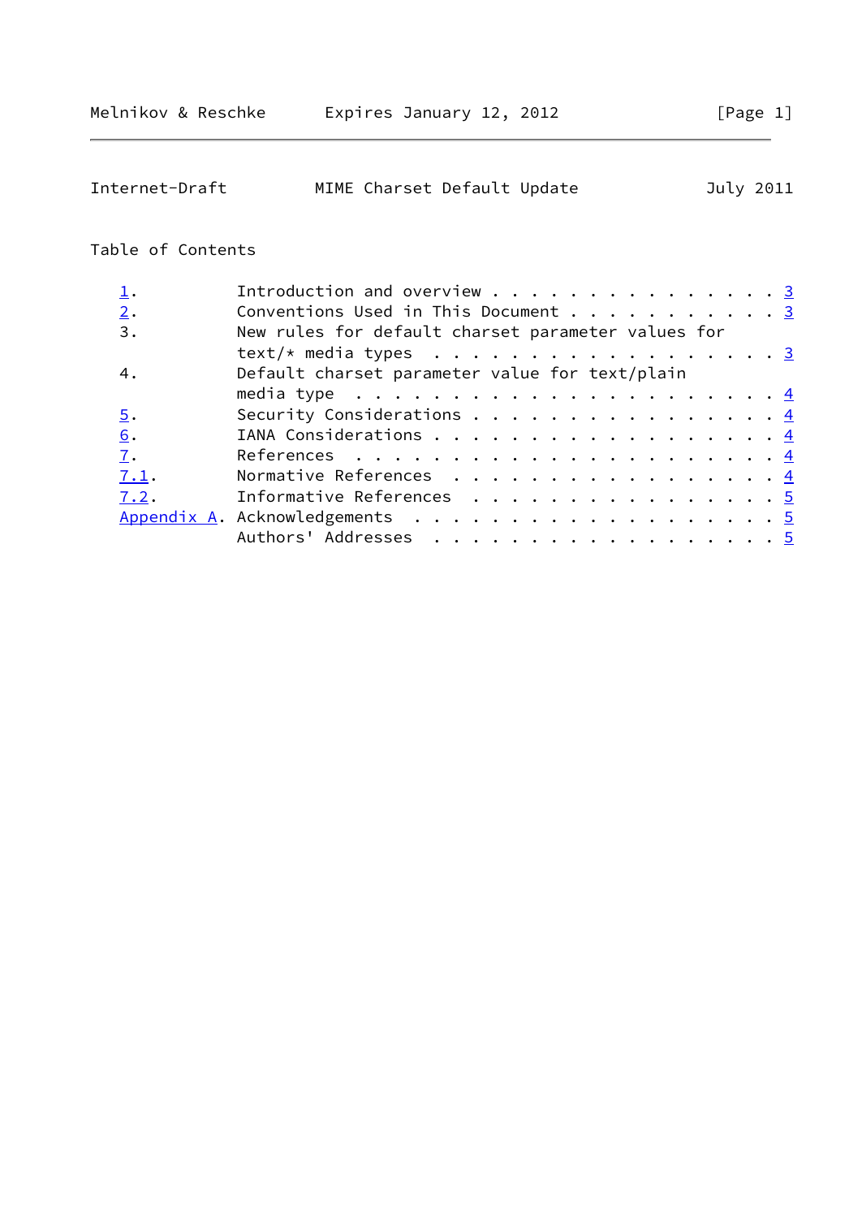Table of Contents

1. Introduction and overview . . . . . . . . . . . . . . . . 3
2. Conventions Used in This Document . . . . . . . . . . . 3
3. New rules for default charset parameter values for text/* media types . . . . . . . . . . . . . . . . . . . 3
4. Default charset parameter value for text/plain media type . . . . . . . . . . . . . . . . . . . . . . 4
5. Security Considerations . . . . . . . . . . . . . . . . 4
6. IANA Considerations . . . . . . . . . . . . . . . . . . 4
7. References . . . . . . . . . . . . . . . . . . . . . . 4
7.1. Normative References . . . . . . . . . . . . . . . . . 4
7.2. Informative References . . . . . . . . . . . . . . . . 5
Appendix A. Acknowledgements . . . . . . . . . . . . . . . . . . . 5
Authors' Addresses . . . . . . . . . . . . . . . . . . . 5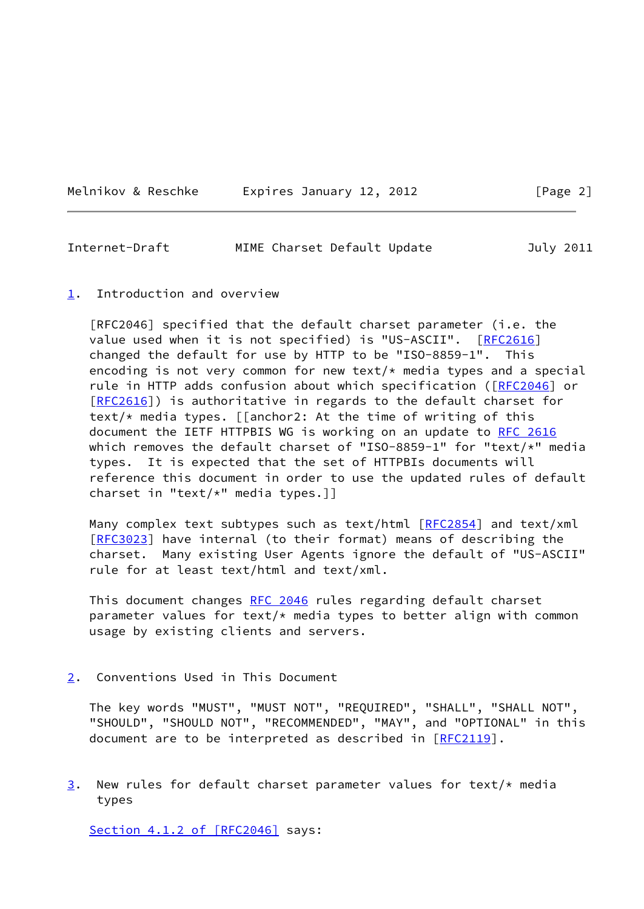## 1. Introduction and overview

[RFC2046] specified that the default charset parameter (i.e. the value used when it is not specified) is "US-ASCII". [RFC2616] changed the default for use by HTTP to be "ISO-8859-1". This encoding is not very common for new text/* media types and a special rule in HTTP adds confusion about which specification ([RFC2046] or [RFC2616]) is authoritative in regards to the default charset for text/* media types. [[anchor2: At the time of writing of this document the IETF HTTPBIS WG is working on an update to RFC 2616 which removes the default charset of "ISO-8859-1" for "text/*" media types. It is expected that the set of HTTPBIs documents will reference this document in order to use the updated rules of default charset in "text/*" media types.]]

Many complex text subtypes such as text/html [RFC2854] and text/xml [RFC3023] have internal (to their format) means of describing the charset. Many existing User Agents ignore the default of "US-ASCII" rule for at least text/html and text/xml.

This document changes RFC 2046 rules regarding default charset parameter values for text/* media types to better align with common usage by existing clients and servers.

## 2. Conventions Used in This Document

The key words "MUST", "MUST NOT", "REQUIRED", "SHALL", "SHALL NOT", "SHOULD", "SHOULD NOT", "RECOMMENDED", "MAY", and "OPTIONAL" in this document are to be interpreted as described in [RFC2119].

## 3. New rules for default charset parameter values for text/* media types

Section 4.1.2 of [RFC2046] says: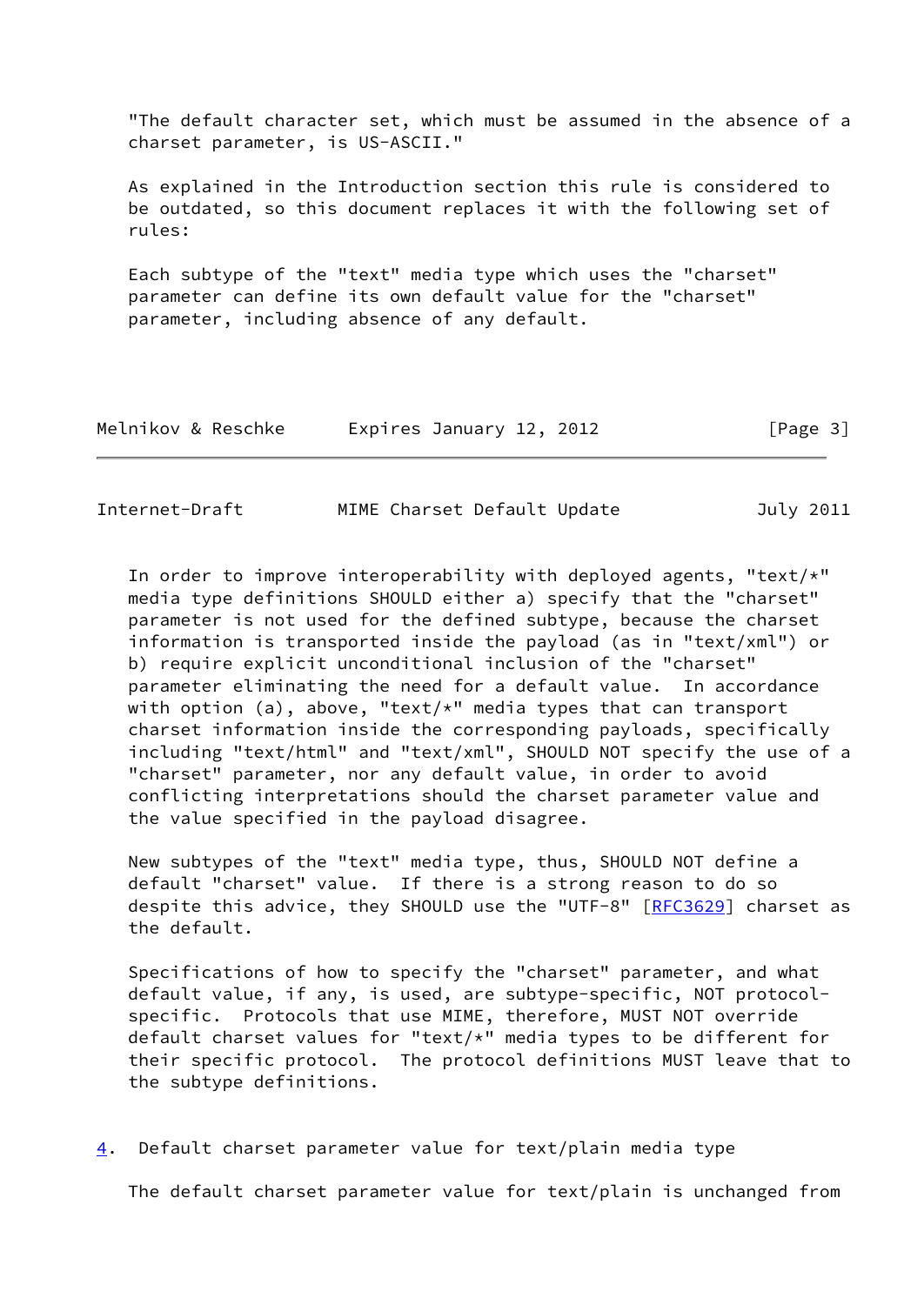"The default character set, which must be assumed in the absence of a charset parameter, is US-ASCII."

As explained in the Introduction section this rule is considered to be outdated, so this document replaces it with the following set of rules:

Each subtype of the "text" media type which uses the "charset" parameter can define its own default value for the "charset" parameter, including absence of any default.

In order to improve interoperability with deployed agents, "text/*" media type definitions SHOULD either a) specify that the "charset" parameter is not used for the defined subtype, because the charset information is transported inside the payload (as in "text/xml") or b) require explicit unconditional inclusion of the "charset" parameter eliminating the need for a default value. In accordance with option (a), above, "text/*" media types that can transport charset information inside the corresponding payloads, specifically including "text/html" and "text/xml", SHOULD NOT specify the use of a "charset" parameter, nor any default value, in order to avoid conflicting interpretations should the charset parameter value and the value specified in the payload disagree.

New subtypes of the "text" media type, thus, SHOULD NOT define a default "charset" value. If there is a strong reason to do so despite this advice, they SHOULD use the "UTF-8" [RFC3629] charset as the default.

Specifications of how to specify the "charset" parameter, and what default value, if any, is used, are subtype-specific, NOT protocol-specific. Protocols that use MIME, therefore, MUST NOT override default charset values for "text/*" media types to be different for their specific protocol. The protocol definitions MUST leave that to the subtype definitions.

## 4. Default charset parameter value for text/plain media type

The default charset parameter value for text/plain is unchanged from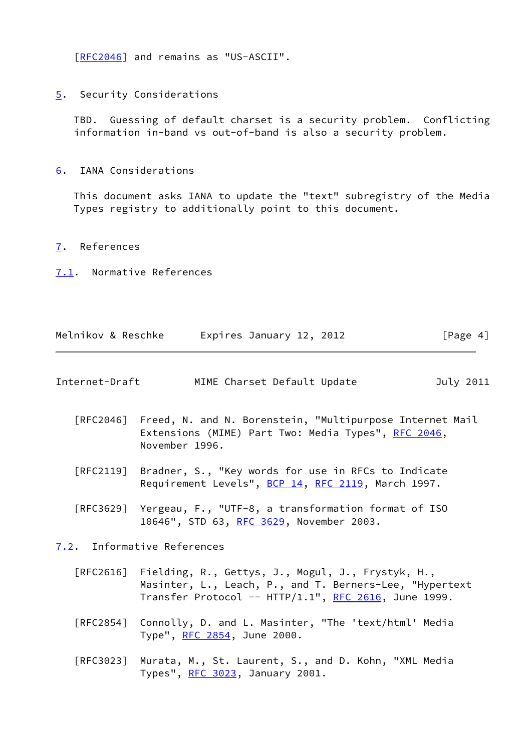[RFC2046] and remains as "US-ASCII".

## 5. Security Considerations

TBD. Guessing of default charset is a security problem. Conflicting information in-band vs out-of-band is also a security problem.

## 6. IANA Considerations

This document asks IANA to update the "text" subregistry of the Media Types registry to additionally point to this document.

## 7. References

### 7.1. Normative References

[RFC2046] Freed, N. and N. Borenstein, "Multipurpose Internet Mail Extensions (MIME) Part Two: Media Types", RFC 2046, November 1996.

[RFC2119] Bradner, S., "Key words for use in RFCs to Indicate Requirement Levels", BCP 14, RFC 2119, March 1997.

[RFC3629] Yergeau, F., "UTF-8, a transformation format of ISO 10646", STD 63, RFC 3629, November 2003.

### 7.2. Informative References

[RFC2616] Fielding, R., Gettys, J., Mogul, J., Frystyk, H., Masinter, L., Leach, P., and T. Berners-Lee, "Hypertext Transfer Protocol -- HTTP/1.1", RFC 2616, June 1999.

[RFC2854] Connolly, D. and L. Masinter, "The 'text/html' Media Type", RFC 2854, June 2000.

[RFC3023] Murata, M., St. Laurent, S., and D. Kohn, "XML Media Types", RFC 3023, January 2001.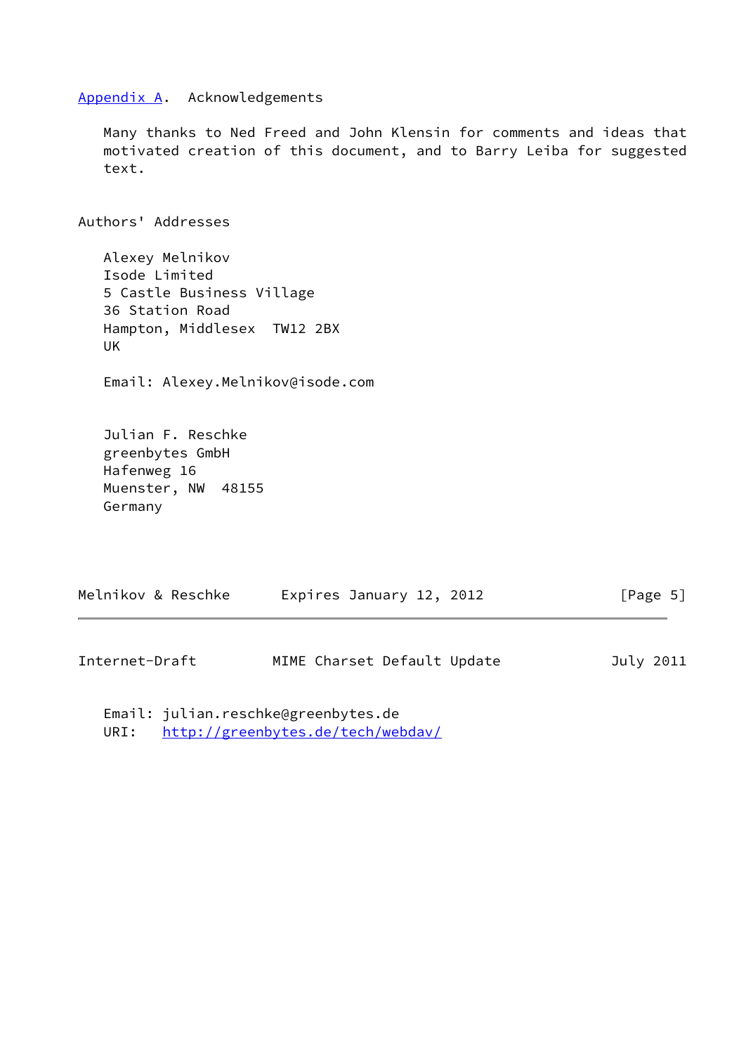## Appendix A. Acknowledgements

Many thanks to Ned Freed and John Klensin for comments and ideas that motivated creation of this document, and to Barry Leiba for suggested text.

## Authors' Addresses

Alexey Melnikov
Isode Limited
5 Castle Business Village
36 Station Road
Hampton, Middlesex  TW12 2BX
UK

Email: Alexey.Melnikov@isode.com

Julian F. Reschke
greenbytes GmbH
Hafenweg 16
Muenster, NW  48155
Germany

Email: julian.reschke@greenbytes.de
URI:   http://greenbytes.de/tech/webdav/